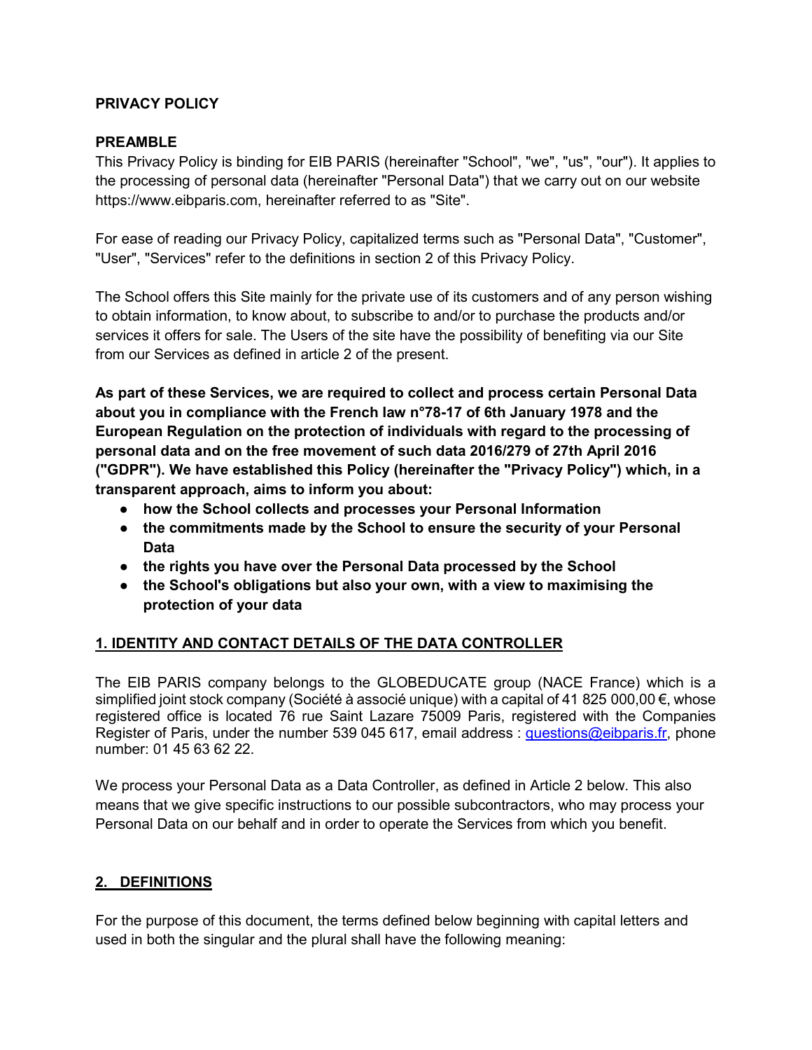**PRIVACY POLICY**

**PREAMBLE**

This Privacy Policy is binding for EIB PARIS (hereinafter "School", "we", "us", "our"). It applies to the processing of personal data (hereinafter "Personal Data") that we carry out on our website https://www.eibparis.com, hereinafter referred to as "Site".

For ease of reading our Privacy Policy, capitalized terms such as "Personal Data", "Customer", "User", "Services" refer to the definitions in section 2 of this Privacy Policy.

The School offers this Site mainly for the private use of its customers and of any person wishing to obtain information, to know about, to subscribe to and/or to purchase the products and/or services it offers for sale. The Users of the site have the possibility of benefiting via our Site from our Services as defined in article 2 of the present.

**As part of these Services, we are required to collect and process certain Personal Data about you in compliance with the French law n°78-17 of 6th January 1978 and the European Regulation on the protection of individuals with regard to the processing of personal data and on the free movement of such data 2016/279 of 27th April 2016 ("GDPR"). We have established this Policy (hereinafter the "Privacy Policy") which, in a transparent approach, aims to inform you about:**

- **how the School collects and processes your Personal Information**
- **the commitments made by the School to ensure the security of your Personal Data**
- **the rights you have over the Personal Data processed by the School**
- **the School's obligations but also your own, with a view to maximising the protection of your data**

## 1. IDENTITY AND CONTACT DETAILS OF THE DATA CONTROLLER

The EIB PARIS company belongs to the GLOBEDUCATE group (NACE France) which is a simplified joint stock company (Société à associé unique) with a capital of 41 825 000,00 €, whose registered office is located 76 rue Saint Lazare 75009 Paris, registered with the Companies Register of Paris, under the number 539 045 617, email address : [questions@eibparis.fr](mailto:questions@eibparis.fr), phone number: 01 45 63 62 22.

We process your Personal Data as a Data Controller, as defined in Article 2 below. This also means that we give specific instructions to our possible subcontractors, who may process your Personal Data on our behalf and in order to operate the Services from which you benefit.

## 2. DEFINITIONS

For the purpose of this document, the terms defined below beginning with capital letters and used in both the singular and the plural shall have the following meaning: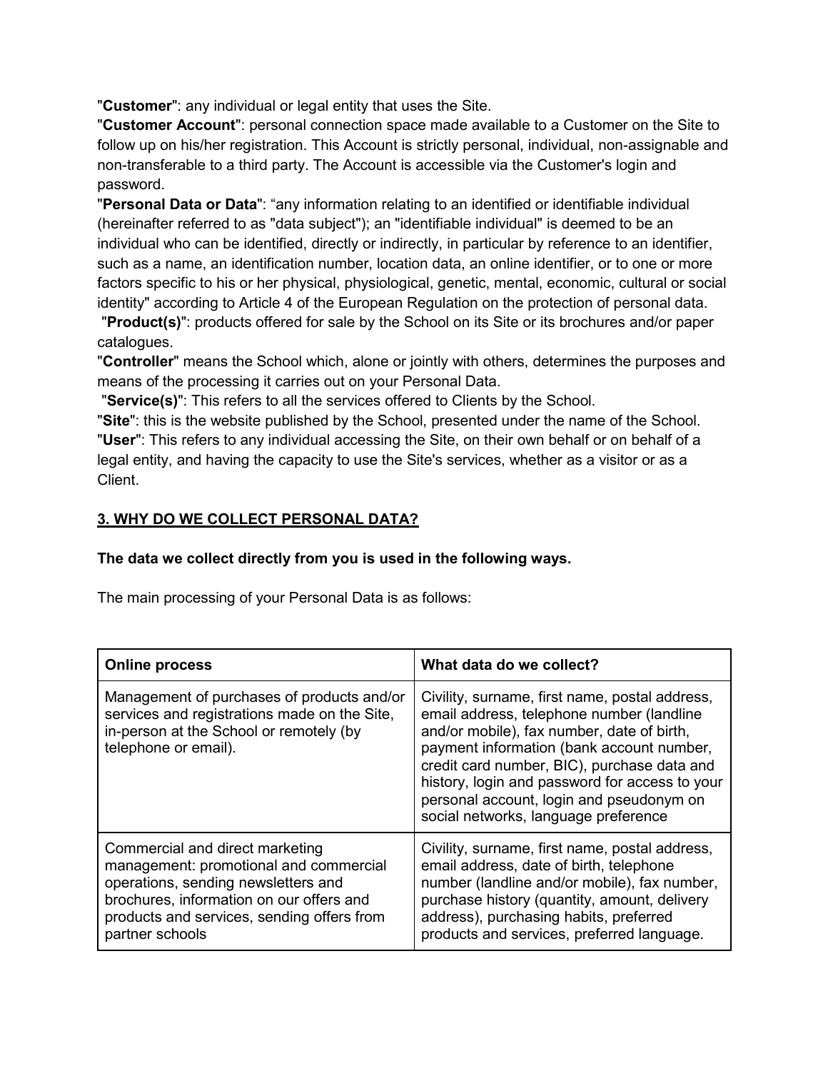"**Customer**": any individual or legal entity that uses the Site.
"**Customer Account**": personal connection space made available to a Customer on the Site to follow up on his/her registration. This Account is strictly personal, individual, non-assignable and non-transferable to a third party. The Account is accessible via the Customer's login and password.
"**Personal Data or Data**": "any information relating to an identified or identifiable individual (hereinafter referred to as "data subject"); an "identifiable individual" is deemed to be an individual who can be identified, directly or indirectly, in particular by reference to an identifier, such as a name, an identification number, location data, an online identifier, or to one or more factors specific to his or her physical, physiological, genetic, mental, economic, cultural or social identity" according to Article 4 of the European Regulation on the protection of personal data.
"**Product(s)**": products offered for sale by the School on its Site or its brochures and/or paper catalogues.
"**Controller**" means the School which, alone or jointly with others, determines the purposes and means of the processing it carries out on your Personal Data.
"**Service(s)**": This refers to all the services offered to Clients by the School.
"**Site**": this is the website published by the School, presented under the name of the School.
"**User**": This refers to any individual accessing the Site, on their own behalf or on behalf of a legal entity, and having the capacity to use the Site's services, whether as a visitor or as a Client.

## 3. WHY DO WE COLLECT PERSONAL DATA?

**The data we collect directly from you is used in the following ways.**

The main processing of your Personal Data is as follows:

| Online process | What data do we collect? |
|---|---|
| Management of purchases of products and/or services and registrations made on the Site, in-person at the School or remotely (by telephone or email). | Civility, surname, first name, postal address, email address, telephone number (landline and/or mobile), fax number, date of birth, payment information (bank account number, credit card number, BIC), purchase data and history, login and password for access to your personal account, login and pseudonym on social networks, language preference |
| Commercial and direct marketing management: promotional and commercial operations, sending newsletters and brochures, information on our offers and products and services, sending offers from partner schools | Civility, surname, first name, postal address, email address, date of birth, telephone number (landline and/or mobile), fax number, purchase history (quantity, amount, delivery address), purchasing habits, preferred products and services, preferred language. |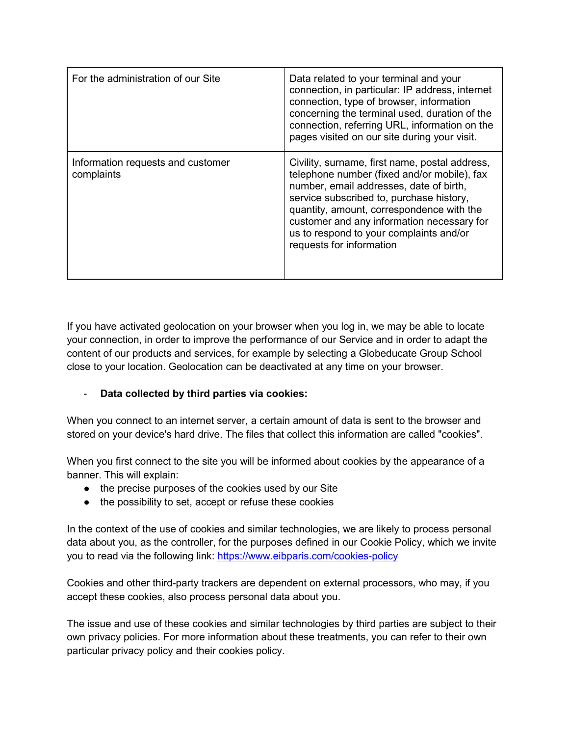| For the administration of our Site | Data related to your terminal and your connection, in particular: IP address, internet connection, type of browser, information concerning the terminal used, duration of the connection, referring URL, information on the pages visited on our site during your visit. |
|---|---|
| Information requests and customer complaints | Civility, surname, first name, postal address, telephone number (fixed and/or mobile), fax number, email addresses, date of birth, service subscribed to, purchase history, quantity, amount, correspondence with the customer and any information necessary for us to respond to your complaints and/or requests for information |

If you have activated geolocation on your browser when you log in, we may be able to locate your connection, in order to improve the performance of our Service and in order to adapt the content of our products and services, for example by selecting a Globeducate Group School close to your location. Geolocation can be deactivated at any time on your browser.

- **Data collected by third parties via cookies:**

When you connect to an internet server, a certain amount of data is sent to the browser and stored on your device's hard drive. The files that collect this information are called "cookies".

When you first connect to the site you will be informed about cookies by the appearance of a banner. This will explain:

- the precise purposes of the cookies used by our Site
- the possibility to set, accept or refuse these cookies

In the context of the use of cookies and similar technologies, we are likely to process personal data about you, as the controller, for the purposes defined in our Cookie Policy, which we invite you to read via the following link: [https://www.eibparis.com/cookies-policy](https://www.eibparis.com/cookies-policy)

Cookies and other third-party trackers are dependent on external processors, who may, if you accept these cookies, also process personal data about you.

The issue and use of these cookies and similar technologies by third parties are subject to their own privacy policies. For more information about these treatments, you can refer to their own particular privacy policy and their cookies policy.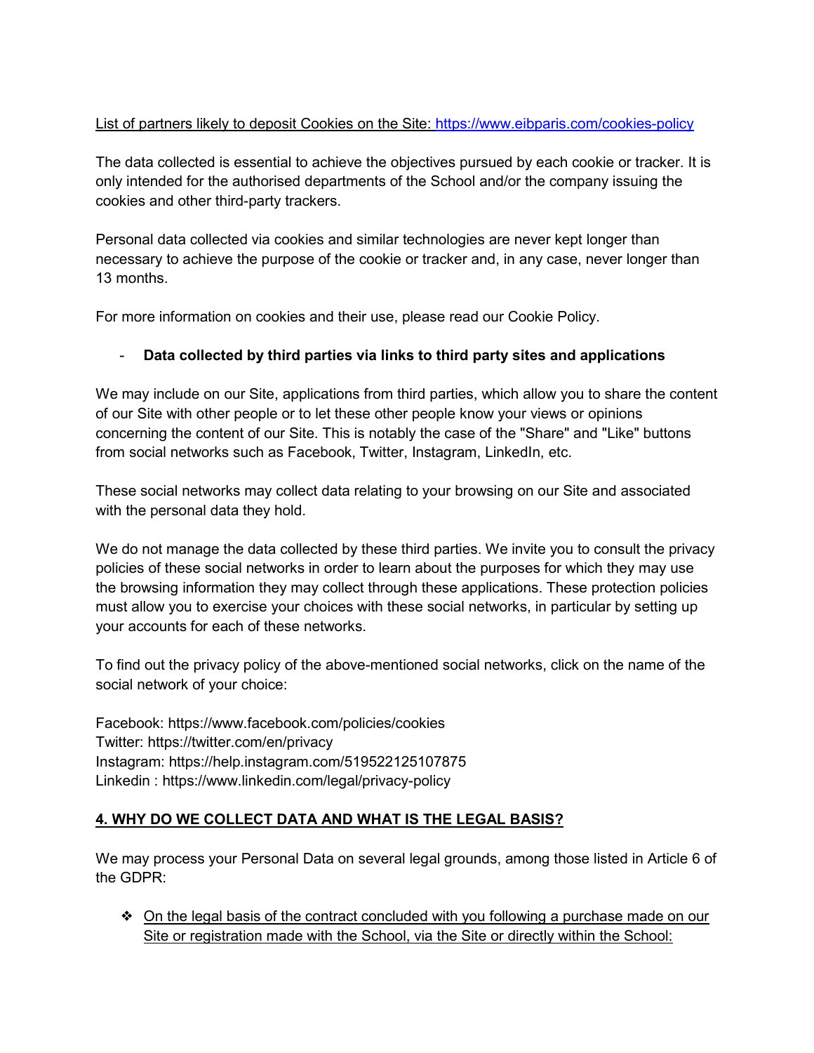List of partners likely to deposit Cookies on the Site: https://www.eibparis.com/cookies-policy

The data collected is essential to achieve the objectives pursued by each cookie or tracker. It is only intended for the authorised departments of the School and/or the company issuing the cookies and other third-party trackers.

Personal data collected via cookies and similar technologies are never kept longer than necessary to achieve the purpose of the cookie or tracker and, in any case, never longer than 13 months.

For more information on cookies and their use, please read our Cookie Policy.

- **Data collected by third parties via links to third party sites and applications**

We may include on our Site, applications from third parties, which allow you to share the content of our Site with other people or to let these other people know your views or opinions concerning the content of our Site. This is notably the case of the "Share" and "Like" buttons from social networks such as Facebook, Twitter, Instagram, LinkedIn, etc.

These social networks may collect data relating to your browsing on our Site and associated with the personal data they hold.

We do not manage the data collected by these third parties. We invite you to consult the privacy policies of these social networks in order to learn about the purposes for which they may use the browsing information they may collect through these applications. These protection policies must allow you to exercise your choices with these social networks, in particular by setting up your accounts for each of these networks.

To find out the privacy policy of the above-mentioned social networks, click on the name of the social network of your choice:

Facebook: https://www.facebook.com/policies/cookies
Twitter: https://twitter.com/en/privacy
Instagram: https://help.instagram.com/519522125107875
Linkedin : https://www.linkedin.com/legal/privacy-policy

## 4. WHY DO WE COLLECT DATA AND WHAT IS THE LEGAL BASIS?

We may process your Personal Data on several legal grounds, among those listed in Article 6 of the GDPR:

- ❖ On the legal basis of the contract concluded with you following a purchase made on our Site or registration made with the School, via the Site or directly within the School: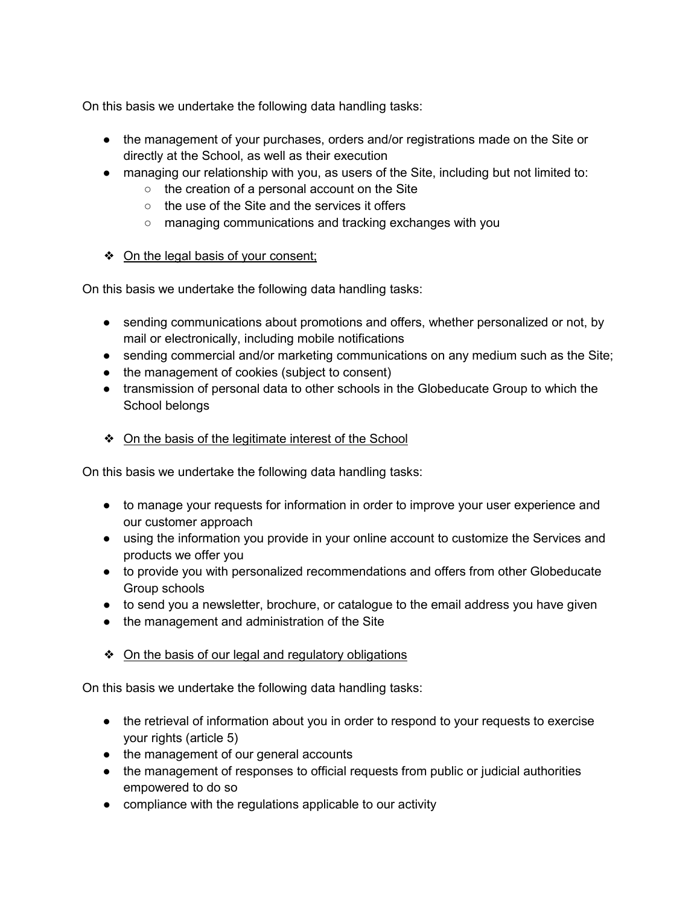On this basis we undertake the following data handling tasks:

- the management of your purchases, orders and/or registrations made on the Site or directly at the School, as well as their execution
- managing our relationship with you, as users of the Site, including but not limited to:
  - the creation of a personal account on the Site
  - the use of the Site and the services it offers
  - managing communications and tracking exchanges with you

❖ <u>On the legal basis of your consent;</u>

On this basis we undertake the following data handling tasks:

- sending communications about promotions and offers, whether personalized or not, by mail or electronically, including mobile notifications
- sending commercial and/or marketing communications on any medium such as the Site;
- the management of cookies (subject to consent)
- transmission of personal data to other schools in the Globeducate Group to which the School belongs

❖ <u>On the basis of the legitimate interest of the School</u>

On this basis we undertake the following data handling tasks:

- to manage your requests for information in order to improve your user experience and our customer approach
- using the information you provide in your online account to customize the Services and products we offer you
- to provide you with personalized recommendations and offers from other Globeducate Group schools
- to send you a newsletter, brochure, or catalogue to the email address you have given
- the management and administration of the Site

❖ <u>On the basis of our legal and regulatory obligations</u>

On this basis we undertake the following data handling tasks:

- the retrieval of information about you in order to respond to your requests to exercise your rights (article 5)
- the management of our general accounts
- the management of responses to official requests from public or judicial authorities empowered to do so
- compliance with the regulations applicable to our activity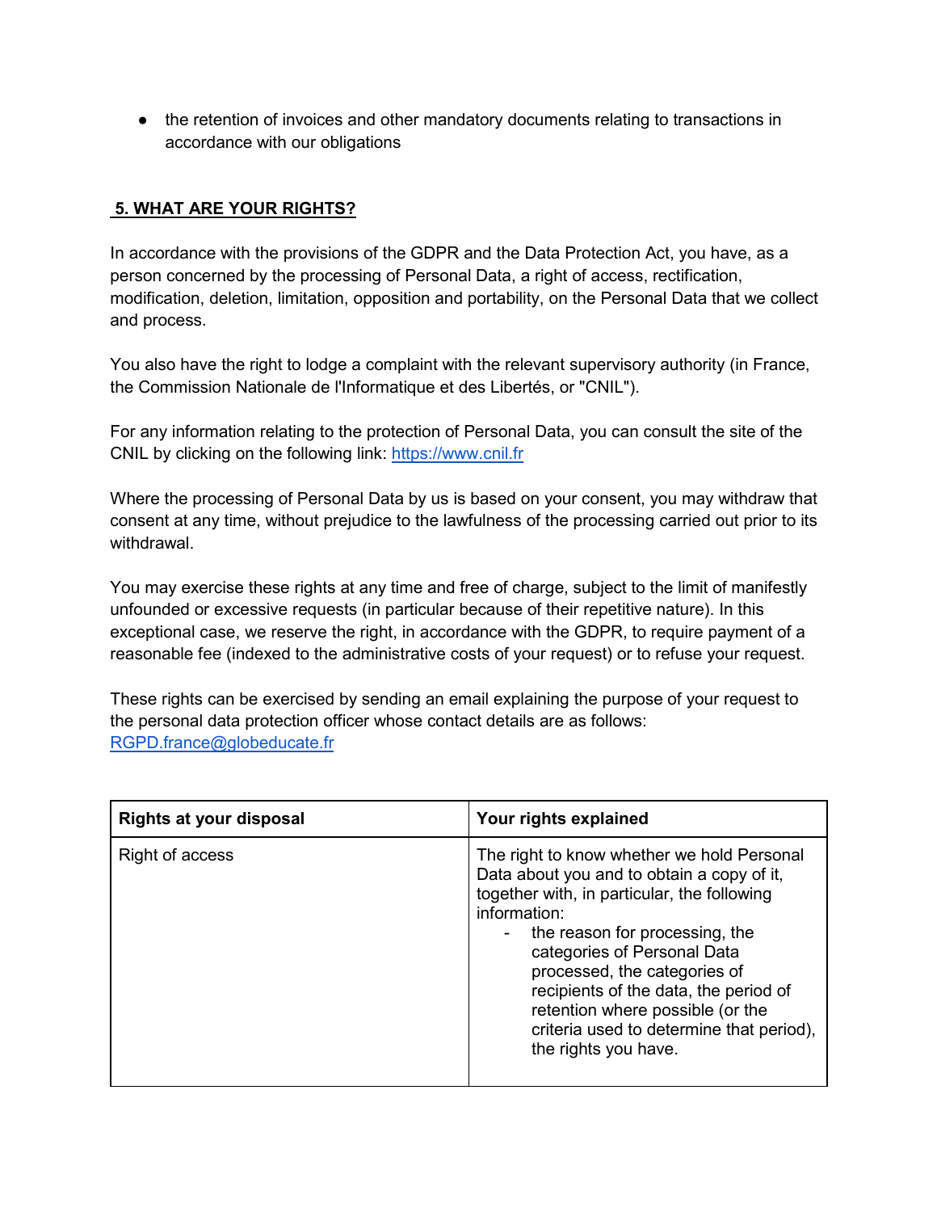- the retention of invoices and other mandatory documents relating to transactions in accordance with our obligations

## 5. WHAT ARE YOUR RIGHTS?

In accordance with the provisions of the GDPR and the Data Protection Act, you have, as a person concerned by the processing of Personal Data, a right of access, rectification, modification, deletion, limitation, opposition and portability, on the Personal Data that we collect and process.

You also have the right to lodge a complaint with the relevant supervisory authority (in France, the Commission Nationale de l'Informatique et des Libertés, or "CNIL").

For any information relating to the protection of Personal Data, you can consult the site of the CNIL by clicking on the following link: https://www.cnil.fr

Where the processing of Personal Data by us is based on your consent, you may withdraw that consent at any time, without prejudice to the lawfulness of the processing carried out prior to its withdrawal.

You may exercise these rights at any time and free of charge, subject to the limit of manifestly unfounded or excessive requests (in particular because of their repetitive nature). In this exceptional case, we reserve the right, in accordance with the GDPR, to require payment of a reasonable fee (indexed to the administrative costs of your request) or to refuse your request.

These rights can be exercised by sending an email explaining the purpose of your request to the personal data protection officer whose contact details are as follows: RGPD.france@globeducate.fr

| Rights at your disposal | Your rights explained |
| --- | --- |
| Right of access | The right to know whether we hold Personal Data about you and to obtain a copy of it, together with, in particular, the following information:<br>- the reason for processing, the categories of Personal Data processed, the categories of recipients of the data, the period of retention where possible (or the criteria used to determine that period), the rights you have. |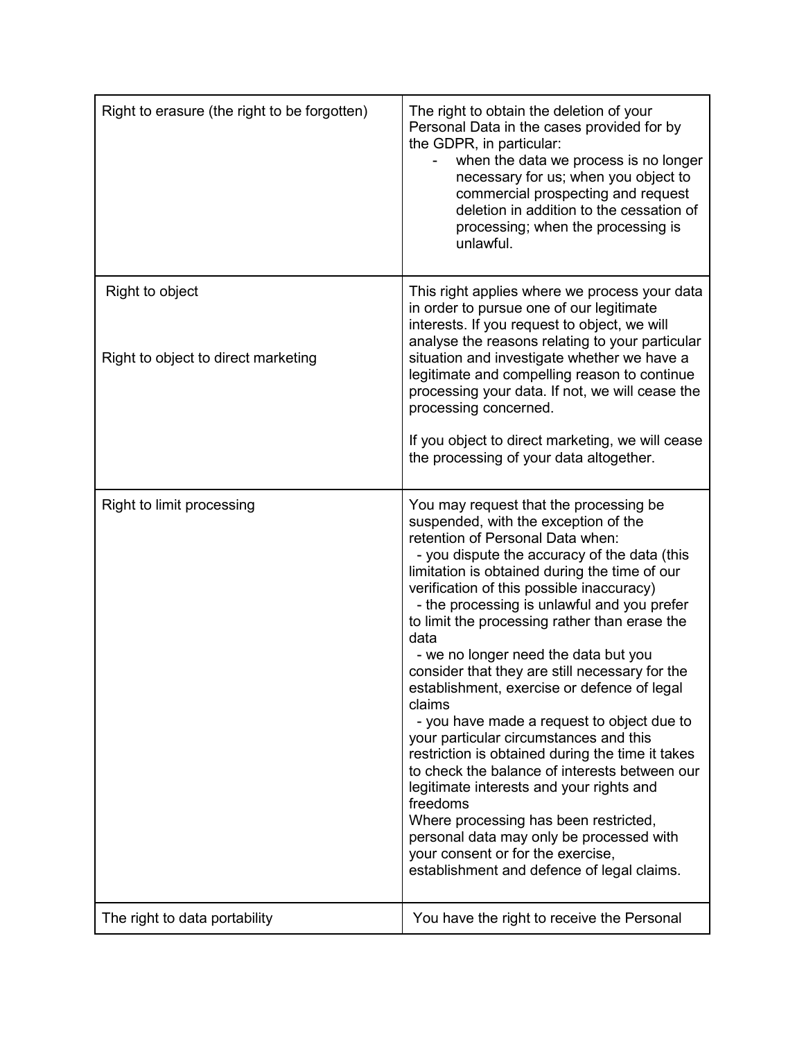| | |
|---|---|
| Right to erasure (the right to be forgotten) | The right to obtain the deletion of your Personal Data in the cases provided for by the GDPR, in particular:<br>- when the data we process is no longer necessary for us; when you object to commercial prospecting and request deletion in addition to the cessation of processing; when the processing is unlawful. |
| Right to object<br><br>Right to object to direct marketing | This right applies where we process your data in order to pursue one of our legitimate interests. If you request to object, we will analyse the reasons relating to your particular situation and investigate whether we have a legitimate and compelling reason to continue processing your data. If not, we will cease the processing concerned.<br><br>If you object to direct marketing, we will cease the processing of your data altogether. |
| Right to limit processing | You may request that the processing be suspended, with the exception of the retention of Personal Data when:<br>- you dispute the accuracy of the data (this limitation is obtained during the time of our verification of this possible inaccuracy)<br>- the processing is unlawful and you prefer to limit the processing rather than erase the data<br>- we no longer need the data but you consider that they are still necessary for the establishment, exercise or defence of legal claims<br>- you have made a request to object due to your particular circumstances and this restriction is obtained during the time it takes to check the balance of interests between our legitimate interests and your rights and freedoms<br>Where processing has been restricted, personal data may only be processed with your consent or for the exercise, establishment and defence of legal claims. |
| The right to data portability | You have the right to receive the Personal |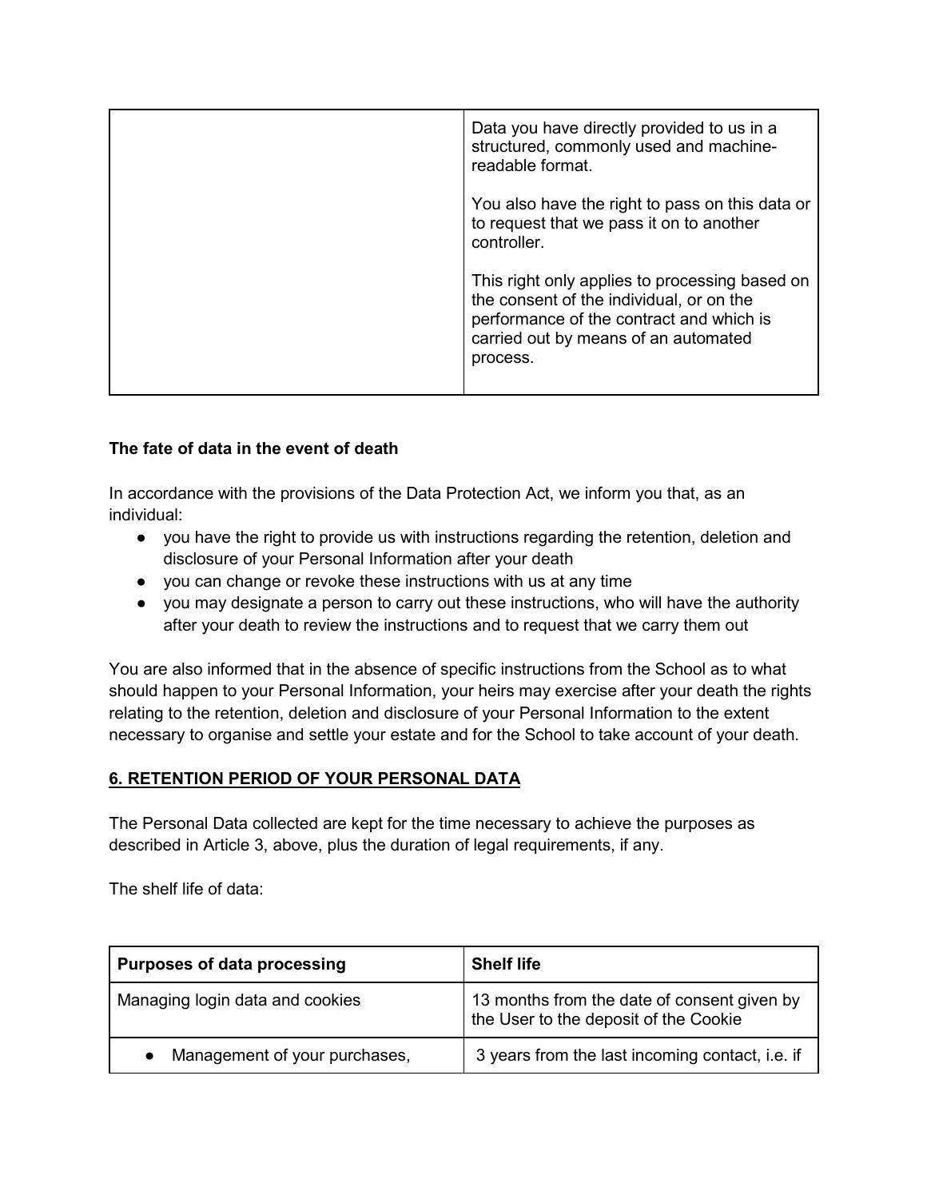| | |
|---|---|
| | Data you have directly provided to us in a structured, commonly used and machine-readable format.<br><br>You also have the right to pass on this data or to request that we pass it on to another controller.<br><br>This right only applies to processing based on the consent of the individual, or on the performance of the contract and which is carried out by means of an automated process. |

**The fate of data in the event of death**

In accordance with the provisions of the Data Protection Act, we inform you that, as an individual:

- you have the right to provide us with instructions regarding the retention, deletion and disclosure of your Personal Information after your death
- you can change or revoke these instructions with us at any time
- you may designate a person to carry out these instructions, who will have the authority after your death to review the instructions and to request that we carry them out

You are also informed that in the absence of specific instructions from the School as to what should happen to your Personal Information, your heirs may exercise after your death the rights relating to the retention, deletion and disclosure of your Personal Information to the extent necessary to organise and settle your estate and for the School to take account of your death.

## 6. RETENTION PERIOD OF YOUR PERSONAL DATA

The Personal Data collected are kept for the time necessary to achieve the purposes as described in Article 3, above, plus the duration of legal requirements, if any.

The shelf life of data:

| Purposes of data processing | Shelf life |
|---|---|
| Managing login data and cookies | 13 months from the date of consent given by the User to the deposit of the Cookie |
| • Management of your purchases, | 3 years from the last incoming contact, i.e. if |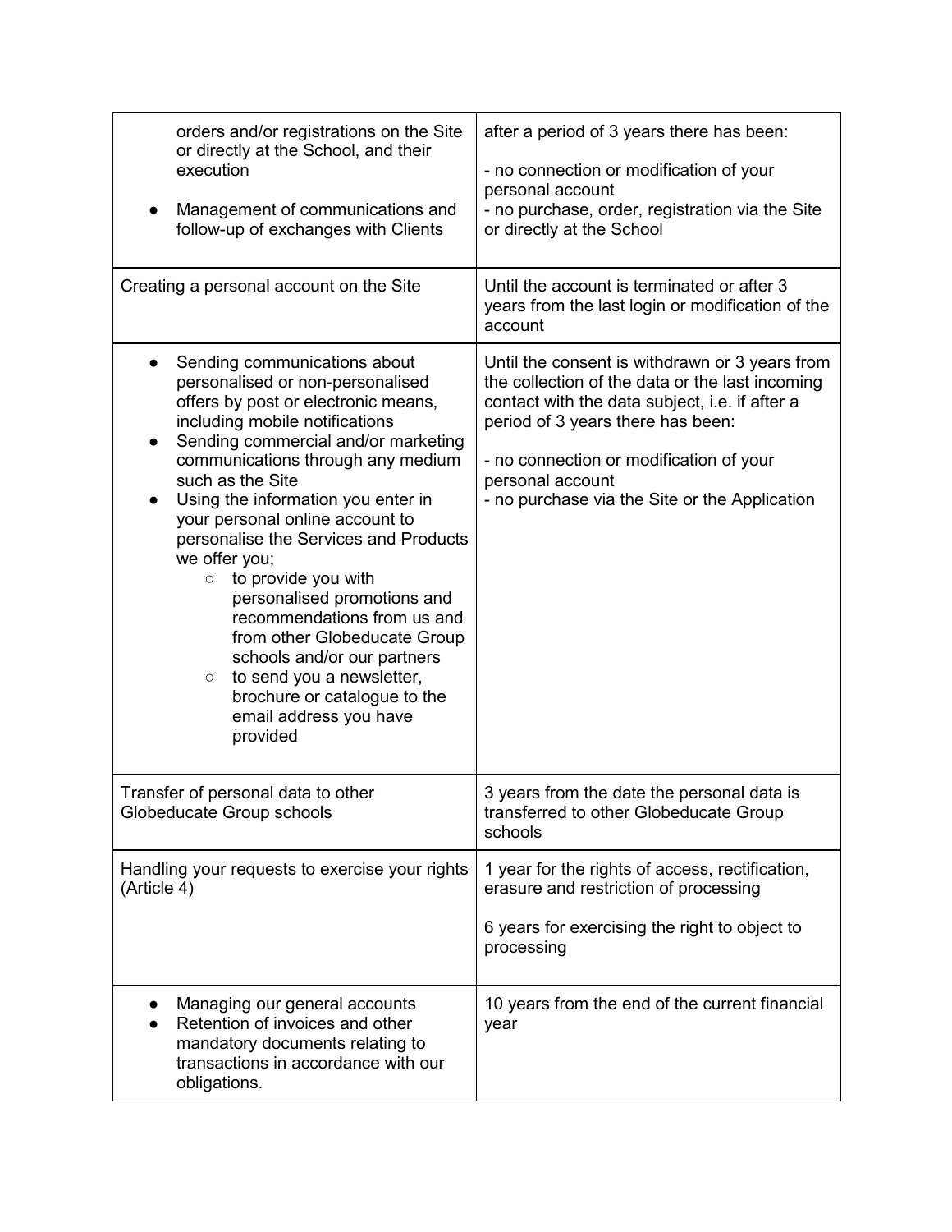| | |
|---|---|
| orders and/or registrations on the Site or directly at the School, and their execution<br>• Management of communications and follow-up of exchanges with Clients | after a period of 3 years there has been:<br><br>- no connection or modification of your personal account<br>- no purchase, order, registration via the Site or directly at the School |
| Creating a personal account on the Site | Until the account is terminated or after 3 years from the last login or modification of the account |
| • Sending communications about personalised or non-personalised offers by post or electronic means, including mobile notifications<br>• Sending commercial and/or marketing communications through any medium such as the Site<br>• Using the information you enter in your personal online account to personalise the Services and Products we offer you;<br>  ○ to provide you with personalised promotions and recommendations from us and from other Globeducate Group schools and/or our partners<br>  ○ to send you a newsletter, brochure or catalogue to the email address you have provided | Until the consent is withdrawn or 3 years from the collection of the data or the last incoming contact with the data subject, i.e. if after a period of 3 years there has been:<br><br>- no connection or modification of your personal account<br>- no purchase via the Site or the Application |
| Transfer of personal data to other Globeducate Group schools | 3 years from the date the personal data is transferred to other Globeducate Group schools |
| Handling your requests to exercise your rights (Article 4) | 1 year for the rights of access, rectification, erasure and restriction of processing<br><br>6 years for exercising the right to object to processing |
| • Managing our general accounts<br>• Retention of invoices and other mandatory documents relating to transactions in accordance with our obligations. | 10 years from the end of the current financial year |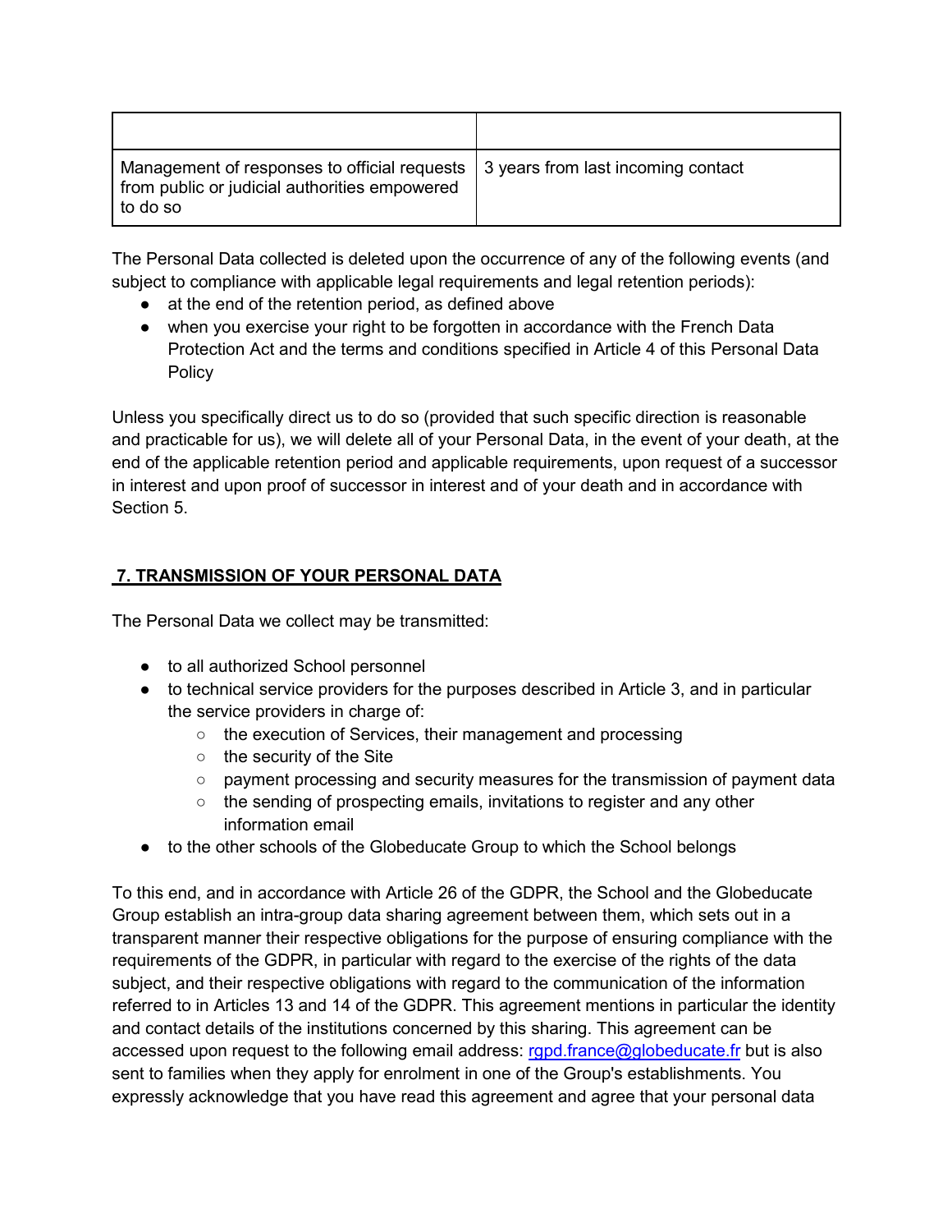| | |
|---|---|
| Management of responses to official requests from public or judicial authorities empowered to do so | 3 years from last incoming contact |

The Personal Data collected is deleted upon the occurrence of any of the following events (and subject to compliance with applicable legal requirements and legal retention periods):

- at the end of the retention period, as defined above
- when you exercise your right to be forgotten in accordance with the French Data Protection Act and the terms and conditions specified in Article 4 of this Personal Data Policy

Unless you specifically direct us to do so (provided that such specific direction is reasonable and practicable for us), we will delete all of your Personal Data, in the event of your death, at the end of the applicable retention period and applicable requirements, upon request of a successor in interest and upon proof of successor in interest and of your death and in accordance with Section 5.

## 7. TRANSMISSION OF YOUR PERSONAL DATA

The Personal Data we collect may be transmitted:

- to all authorized School personnel
- to technical service providers for the purposes described in Article 3, and in particular the service providers in charge of:
  - the execution of Services, their management and processing
  - the security of the Site
  - payment processing and security measures for the transmission of payment data
  - the sending of prospecting emails, invitations to register and any other information email
- to the other schools of the Globeducate Group to which the School belongs

To this end, and in accordance with Article 26 of the GDPR, the School and the Globeducate Group establish an intra-group data sharing agreement between them, which sets out in a transparent manner their respective obligations for the purpose of ensuring compliance with the requirements of the GDPR, in particular with regard to the exercise of the rights of the data subject, and their respective obligations with regard to the communication of the information referred to in Articles 13 and 14 of the GDPR. This agreement mentions in particular the identity and contact details of the institutions concerned by this sharing. This agreement can be accessed upon request to the following email address: rgpd.france@globeducate.fr but is also sent to families when they apply for enrolment in one of the Group's establishments. You expressly acknowledge that you have read this agreement and agree that your personal data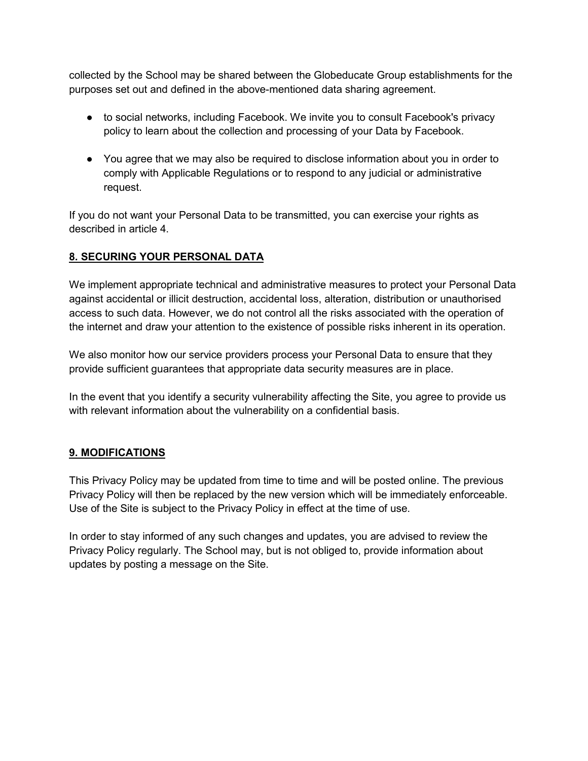collected by the School may be shared between the Globeducate Group establishments for the purposes set out and defined in the above-mentioned data sharing agreement.

- to social networks, including Facebook. We invite you to consult Facebook's privacy policy to learn about the collection and processing of your Data by Facebook.

- You agree that we may also be required to disclose information about you in order to comply with Applicable Regulations or to respond to any judicial or administrative request.

If you do not want your Personal Data to be transmitted, you can exercise your rights as described in article 4.

## 8. SECURING YOUR PERSONAL DATA

We implement appropriate technical and administrative measures to protect your Personal Data against accidental or illicit destruction, accidental loss, alteration, distribution or unauthorised access to such data. However, we do not control all the risks associated with the operation of the internet and draw your attention to the existence of possible risks inherent in its operation.

We also monitor how our service providers process your Personal Data to ensure that they provide sufficient guarantees that appropriate data security measures are in place.

In the event that you identify a security vulnerability affecting the Site, you agree to provide us with relevant information about the vulnerability on a confidential basis.

## 9. MODIFICATIONS

This Privacy Policy may be updated from time to time and will be posted online. The previous Privacy Policy will then be replaced by the new version which will be immediately enforceable. Use of the Site is subject to the Privacy Policy in effect at the time of use.

In order to stay informed of any such changes and updates, you are advised to review the Privacy Policy regularly. The School may, but is not obliged to, provide information about updates by posting a message on the Site.